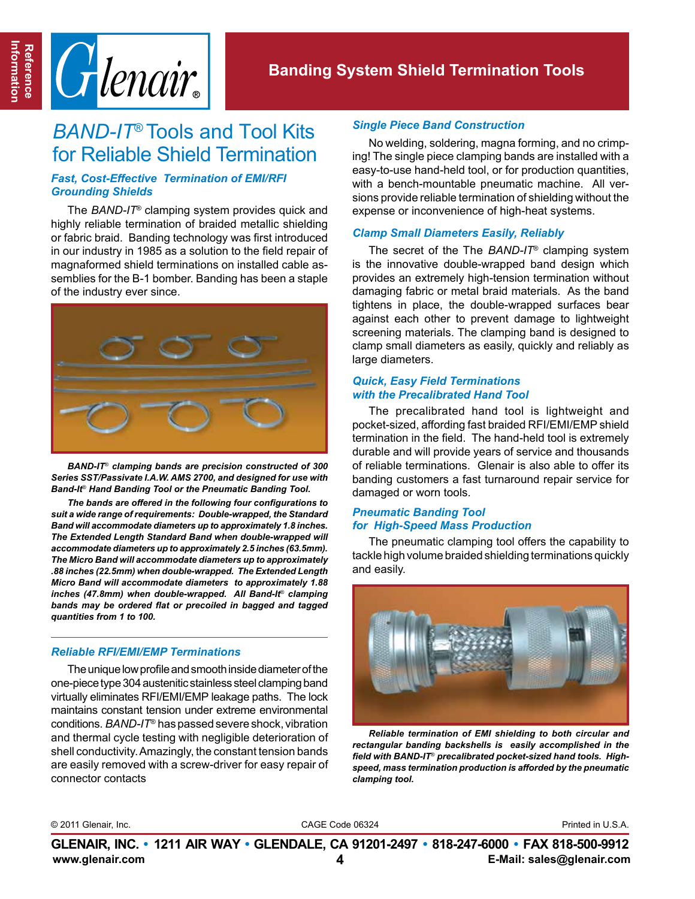# BAND-IT® Tools and Tool Kits for Reliable Shield Termination

### Fast, Cost-Effective Termination of EMI/RFI Grounding Shields

The *BAND-IT*® clamping system provides quick and highly reliable termination of braided metallic shielding or fabric braid. Banding technology was first introduced in our industry in 1985 as a solution to the field repair of magnaformed shield terminations on installed cable assemblies for the B-1 bomber. Banding has been a staple of the industry ever since.

***BAND-IT*® clamping bands are precision constructed of 300 Series SST/Passivate I.A.W. AMS 2700, and designed for use with Band-It® Hand Banding Tool or the Pneumatic Banding Tool.**

***The bands are offered in the following four configurations to suit a wide range of requirements: Double-wrapped, the Standard Band will accommodate diameters up to approximately 1.8 inches. The Extended Length Standard Band when double-wrapped will accommodate diameters up to approximately 2.5 inches (63.5mm). The Micro Band will accommodate diameters up to approximately .88 inches (22.5mm) when double-wrapped. The Extended Length Micro Band will accommodate diameters to approximately 1.88 inches (47.8mm) when double-wrapped. All Band-It® clamping bands may be ordered flat or precoiled in bagged and tagged quantities from 1 to 100.***

### Reliable RFI/EMI/EMP Terminations

The unique low profile and smooth inside diameter of the one-piece type 304 austenitic stainless steel clamping band virtually eliminates RFI/EMI/EMP leakage paths. The lock maintains constant tension under extreme environmental conditions. *BAND-IT*® has passed severe shock, vibration and thermal cycle testing with negligible deterioration of shell conductivity. Amazingly, the constant tension bands are easily removed with a screw-driver for easy repair of connector contacts

### Single Piece Band Construction

No welding, soldering, magna forming, and no crimping! The single piece clamping bands are installed with a easy-to-use hand-held tool, or for production quantities, with a bench-mountable pneumatic machine. All versions provide reliable termination of shielding without the expense or inconvenience of high-heat systems.

### Clamp Small Diameters Easily, Reliably

The secret of the The *BAND-IT*® clamping system is the innovative double-wrapped band design which provides an extremely high-tension termination without damaging fabric or metal braid materials. As the band tightens in place, the double-wrapped surfaces bear against each other to prevent damage to lightweight screening materials. The clamping band is designed to clamp small diameters as easily, quickly and reliably as large diameters.

### Quick, Easy Field Terminations with the Precalibrated Hand Tool

The precalibrated hand tool is lightweight and pocket-sized, affording fast braided RFI/EMI/EMP shield termination in the field. The hand-held tool is extremely durable and will provide years of service and thousands of reliable terminations. Glenair is also able to offer its banding customers a fast turnaround repair service for damaged or worn tools.

### Pneumatic Banding Tool for High-Speed Mass Production

The pneumatic clamping tool offers the capability to tackle high volume braided shielding terminations quickly and easily.

***Reliable termination of EMI shielding to both circular and rectangular banding backshells is easily accomplished in the field with BAND-IT® precalibrated pocket-sized hand tools. High-speed, mass termination production is afforded by the pneumatic clamping tool.***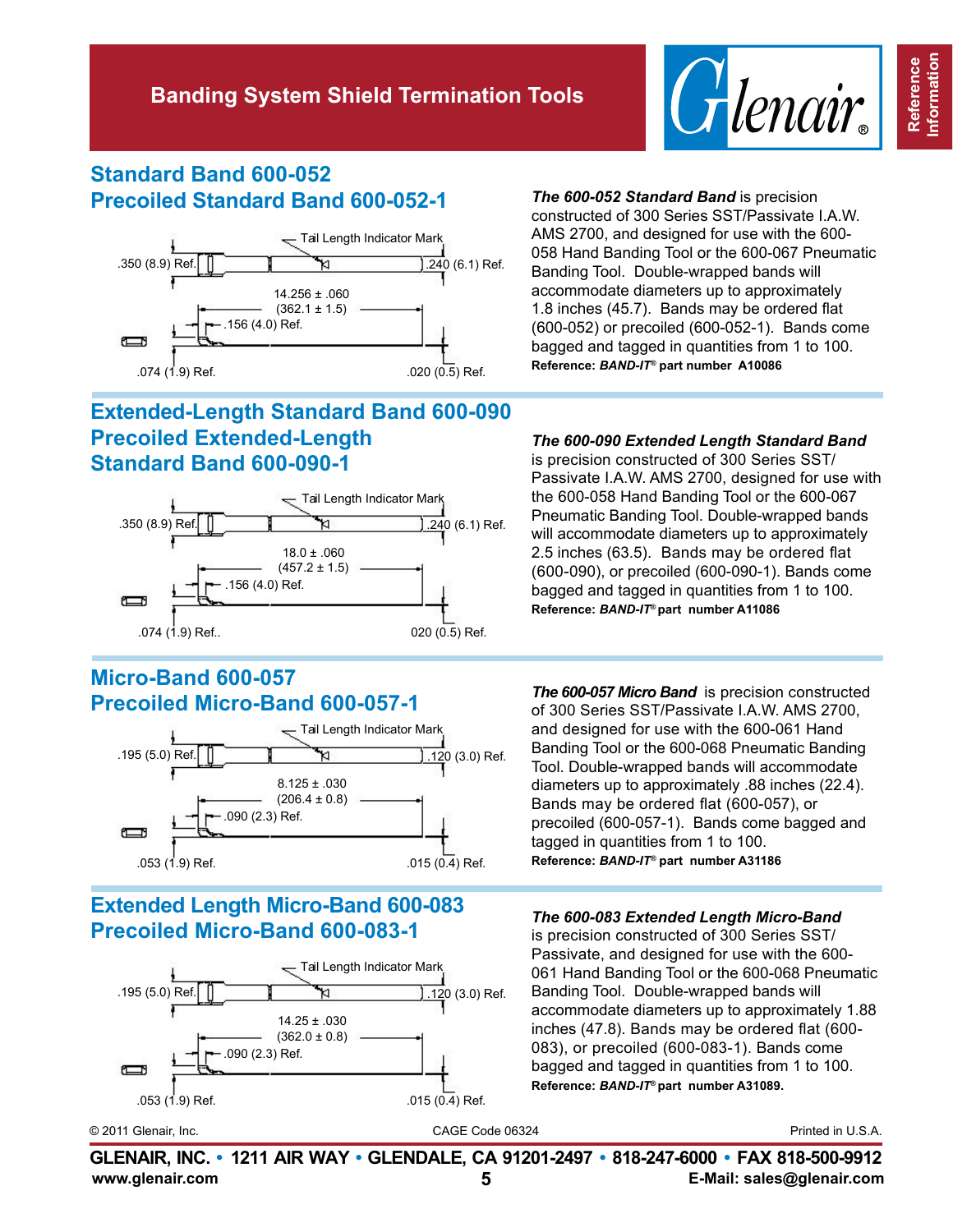# Banding System Shield Termination Tools

## Standard Band 600-052
## Precoiled Standard Band 600-052-1

Tail Length Indicator Mark

.350 (8.9) Ref.

.240 (6.1) Ref.

14.256 ± .060
(362.1 ± 1.5)

.156 (4.0) Ref.

.074 (1.9) Ref.

.020 (0.5) Ref.

***The 600-052 Standard Band*** is precision constructed of 300 Series SST/Passivate I.A.W. AMS 2700, and designed for use with the 600-058 Hand Banding Tool or the 600-067 Pneumatic Banding Tool. Double-wrapped bands will accommodate diameters up to approximately 1.8 inches (45.7). Bands may be ordered flat (600-052) or precoiled (600-052-1). Bands come bagged and tagged in quantities from 1 to 100.

**Reference: *BAND-IT*® part number A10086**

## Extended-Length Standard Band 600-090
## Precoiled Extended-Length Standard Band 600-090-1

Tail Length Indicator Mark

.350 (8.9) Ref.

.240 (6.1) Ref.

18.0 ± .060
(457.2 ± 1.5)

.156 (4.0) Ref.

.074 (1.9) Ref..

020 (0.5) Ref.

***The 600-090 Extended Length Standard Band*** is precision constructed of 300 Series SST/Passivate I.A.W. AMS 2700, designed for use with the 600-058 Hand Banding Tool or the 600-067 Pneumatic Banding Tool. Double-wrapped bands will accommodate diameters up to approximately 2.5 inches (63.5). Bands may be ordered flat (600-090), or precoiled (600-090-1). Bands come bagged and tagged in quantities from 1 to 100.

**Reference: *BAND-IT*® part number A11086**

## Micro-Band 600-057
## Precoiled Micro-Band 600-057-1

Tail Length Indicator Mark

.195 (5.0) Ref.

.120 (3.0) Ref.

8.125 ± .030
(206.4 ± 0.8)

.090 (2.3) Ref.

.053 (1.9) Ref.

.015 (0.4) Ref.

***The 600-057 Micro Band*** is precision constructed of 300 Series SST/Passivate I.A.W. AMS 2700, and designed for use with the 600-061 Hand Banding Tool or the 600-068 Pneumatic Banding Tool. Double-wrapped bands will accommodate diameters up to approximately .88 inches (22.4). Bands may be ordered flat (600-057), or precoiled (600-057-1). Bands come bagged and tagged in quantities from 1 to 100.

**Reference: *BAND-IT*® part number A31186**

## Extended Length Micro-Band 600-083
## Precoiled Micro-Band 600-083-1

Tail Length Indicator Mark

.195 (5.0) Ref.

.120 (3.0) Ref.

14.25 ± .030
(362.0 ± 0.8)

.090 (2.3) Ref.

.053 (1.9) Ref.

.015 (0.4) Ref.

***The 600-083 Extended Length Micro-Band*** is precision constructed of 300 Series SST/Passivate, and designed for use with the 600-061 Hand Banding Tool or the 600-068 Pneumatic Banding Tool. Double-wrapped bands will accommodate diameters up to approximately 1.88 inches (47.8). Bands may be ordered flat (600-083), or precoiled (600-083-1). Bands come bagged and tagged in quantities from 1 to 100.

**Reference: *BAND-IT*® part number A31089.**

© 2011 Glenair, Inc. CAGE Code 06324 Printed in U.S.A.

**GLENAIR, INC. • 1211 AIR WAY • GLENDALE, CA 91201-2497 • 818-247-6000 • FAX 818-500-9912**

**www.glenair.com** **E-Mail: sales@glenair.com**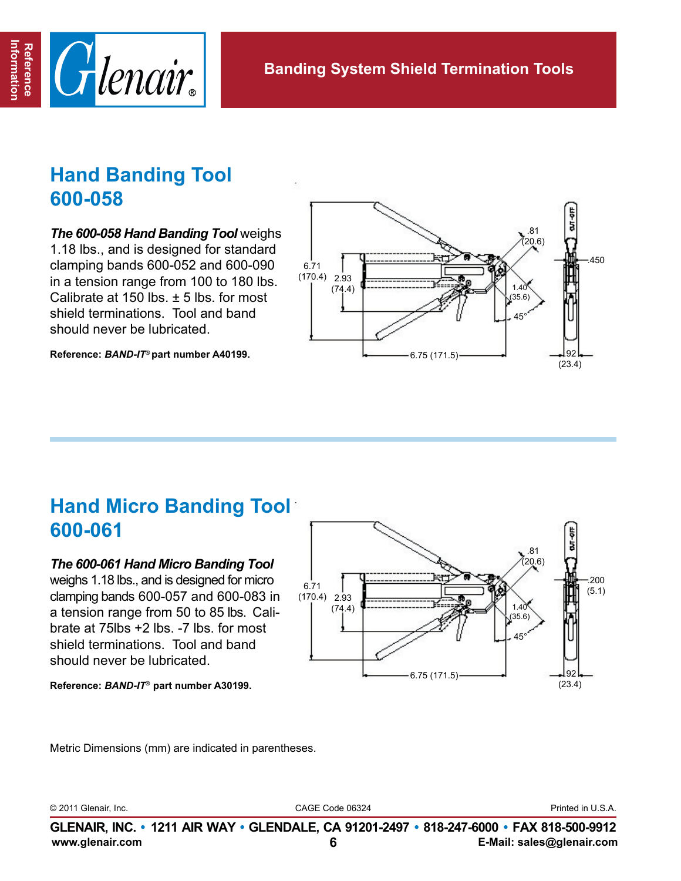# Banding System Shield Termination Tools

## Hand Banding Tool 600-058

***The 600-058 Hand Banding Tool*** weighs 1.18 lbs., and is designed for standard clamping bands 600-052 and 600-090 in a tension range from 100 to 180 lbs. Calibrate at 150 lbs. ± 5 lbs. for most shield terminations. Tool and band should never be lubricated.

**Reference: *BAND-IT*® part number A40199.**

6.71
(170.4)
2.93
(74.4)
.81
(20.6)
1.40
(35.6)
45°
6.75 (171.5)
.450
.92
(23.4)
CUT-OFF

## Hand Micro Banding Tool 600-061

***The 600-061 Hand Micro Banding Tool*** weighs 1.18 lbs., and is designed for micro clamping bands 600-057 and 600-083 in a tension range from 50 to 85 lbs. Calibrate at 75lbs +2 lbs. -7 lbs. for most shield terminations. Tool and band should never be lubricated.

**Reference: *BAND-IT*® part number A30199.**

6.71
(170.4)
2.93
(74.4)
.81
(20.6)
1.40
(35.6)
45°
6.75 (171.5)
.200
(5.1)
.92
(23.4)
CUT-OFF

Metric Dimensions (mm) are indicated in parentheses.

© 2011 Glenair, Inc. CAGE Code 06324 Printed in U.S.A.

**GLENAIR, INC. • 1211 AIR WAY • GLENDALE, CA 91201-2497 • 818-247-6000 • FAX 818-500-9912**
**www.glenair.com** **E-Mail: sales@glenair.com**